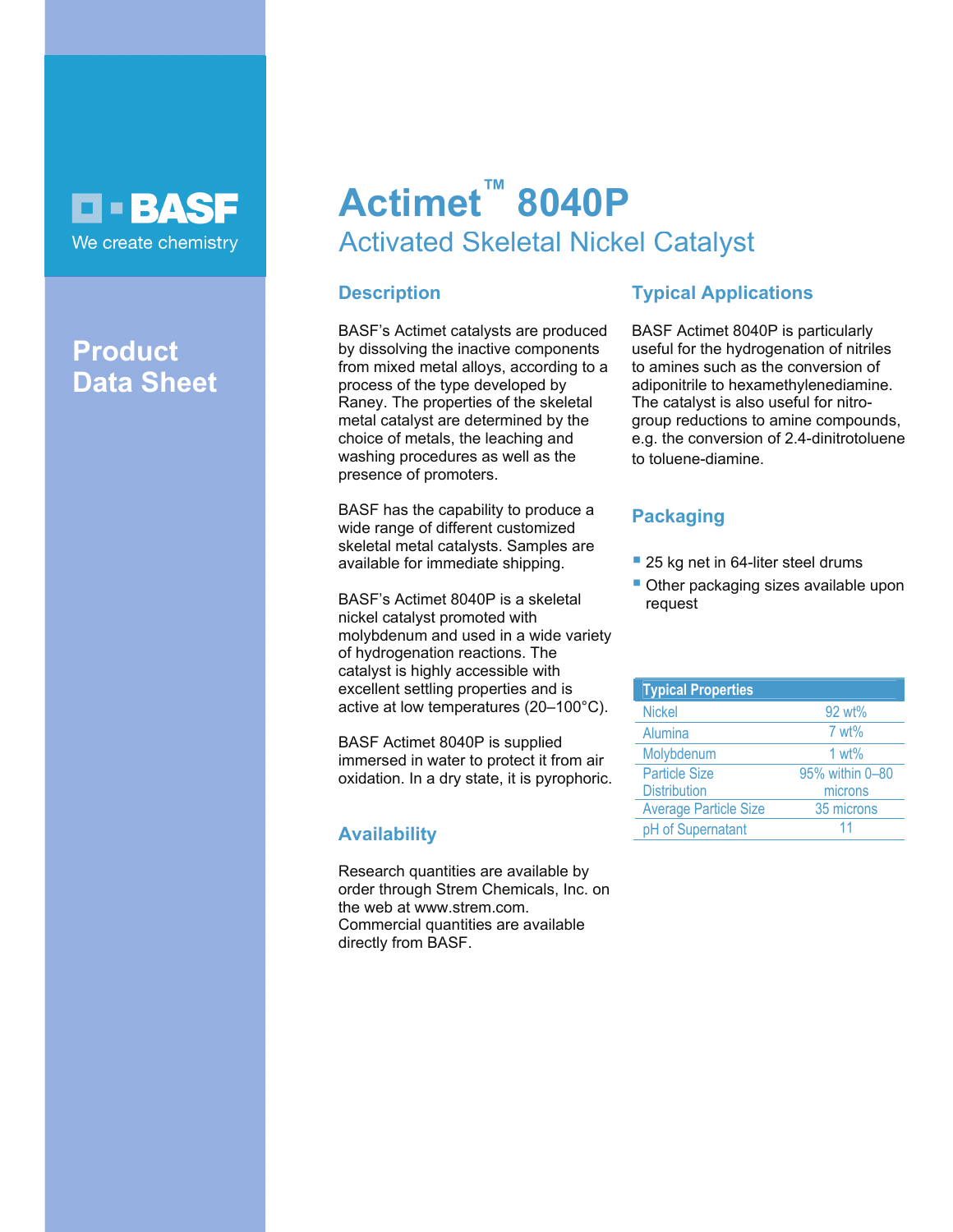BASF

We create chemistry

**Product Data Sheet**

# Actimet™ 8040P

## Activated Skeletal Nickel Catalyst

### Description

BASF's Actimet catalysts are produced by dissolving the inactive components from mixed metal alloys, according to a process of the type developed by Raney. The properties of the skeletal metal catalyst are determined by the choice of metals, the leaching and washing procedures as well as the presence of promoters.

BASF has the capability to produce a wide range of different customized skeletal metal catalysts. Samples are available for immediate shipping.

BASF's Actimet 8040P is a skeletal nickel catalyst promoted with molybdenum and used in a wide variety of hydrogenation reactions. The catalyst is highly accessible with excellent settling properties and is active at low temperatures (20–100°C).

BASF Actimet 8040P is supplied immersed in water to protect it from air oxidation. In a dry state, it is pyrophoric.

### Availability

Research quantities are available by order through Strem Chemicals, Inc. on the web at www.strem.com. Commercial quantities are available directly from BASF.

### Typical Applications

BASF Actimet 8040P is particularly useful for the hydrogenation of nitriles to amines such as the conversion of adiponitrile to hexamethylenediamine. The catalyst is also useful for nitro-group reductions to amine compounds, e.g. the conversion of 2.4-dinitrotoluene to toluene-diamine.

### Packaging

- 25 kg net in 64-liter steel drums
- Other packaging sizes available upon request

| Typical Properties | |
|---|---|
| Nickel | 92 wt% |
| Alumina | 7 wt% |
| Molybdenum | 1 wt% |
| Particle Size Distribution | 95% within 0–80 microns |
| Average Particle Size | 35 microns |
| pH of Supernatant | 11 |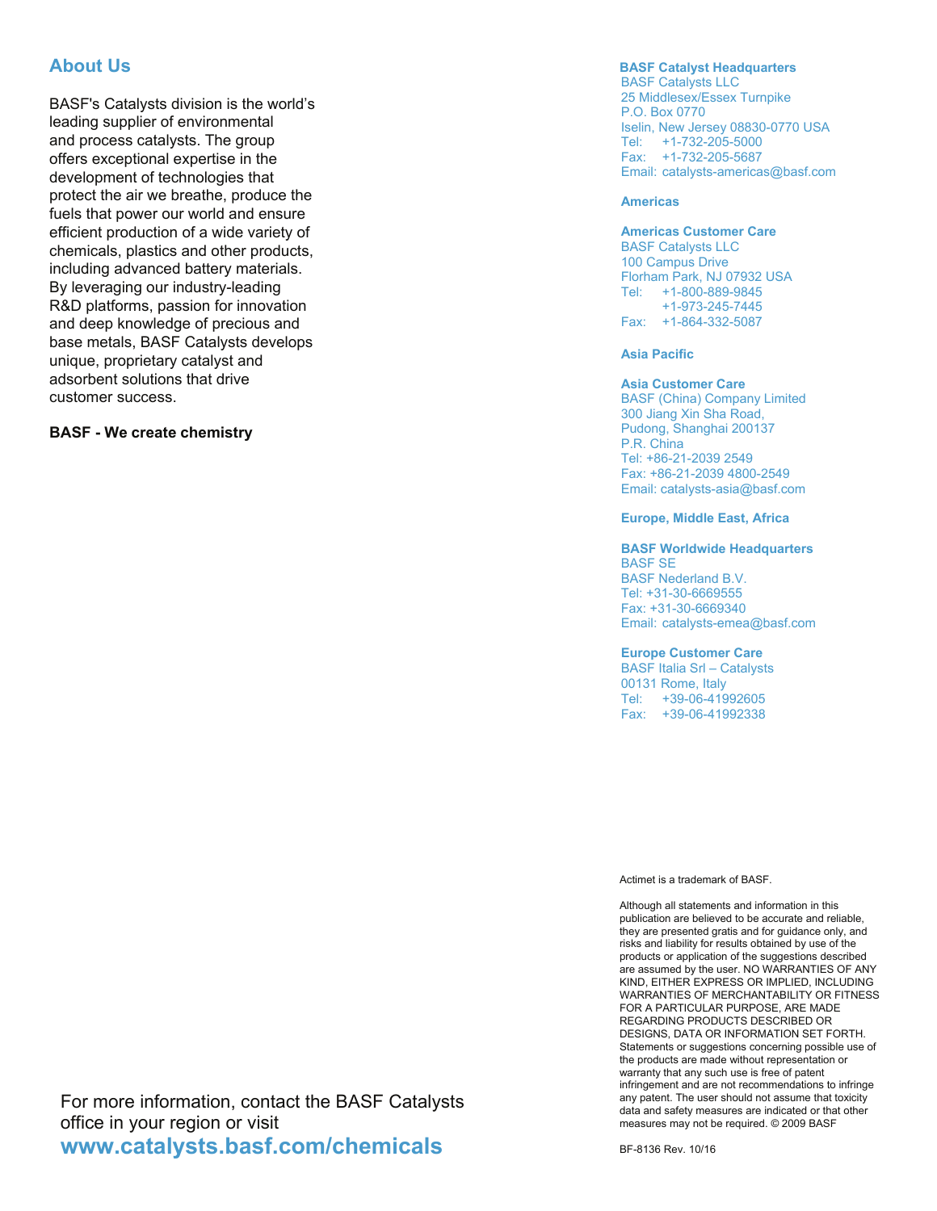## About Us

BASF's Catalysts division is the world's leading supplier of environmental and process catalysts. The group offers exceptional expertise in the development of technologies that protect the air we breathe, produce the fuels that power our world and ensure efficient production of a wide variety of chemicals, plastics and other products, including advanced battery materials. By leveraging our industry-leading R&D platforms, passion for innovation and deep knowledge of precious and base metals, BASF Catalysts develops unique, proprietary catalyst and adsorbent solutions that drive customer success.

**BASF - We create chemistry**

For more information, contact the BASF Catalysts office in your region or visit
**www.catalysts.basf.com/chemicals**

**BASF Catalyst Headquarters**
BASF Catalysts LLC
25 Middlesex/Essex Turnpike
P.O. Box 0770
Iselin, New Jersey 08830-0770 USA
Tel: +1-732-205-5000
Fax: +1-732-205-5687
Email: catalysts-americas@basf.com

**Americas**

**Americas Customer Care**
BASF Catalysts LLC
100 Campus Drive
Florham Park, NJ 07932 USA
Tel: +1-800-889-9845
+1-973-245-7445
Fax: +1-864-332-5087

**Asia Pacific**

**Asia Customer Care**
BASF (China) Company Limited
300 Jiang Xin Sha Road,
Pudong, Shanghai 200137
P.R. China
Tel: +86-21-2039 2549
Fax: +86-21-2039 4800-2549
Email: catalysts-asia@basf.com

**Europe, Middle East, Africa**

**BASF Worldwide Headquarters**
BASF SE
BASF Nederland B.V.
Tel: +31-30-6669555
Fax: +31-30-6669340
Email: catalysts-emea@basf.com

**Europe Customer Care**
BASF Italia Srl – Catalysts
00131 Rome, Italy
Tel: +39-06-41992605
Fax: +39-06-41992338

Actimet is a trademark of BASF.

Although all statements and information in this publication are believed to be accurate and reliable, they are presented gratis and for guidance only, and risks and liability for results obtained by use of the products or application of the suggestions described are assumed by the user. NO WARRANTIES OF ANY KIND, EITHER EXPRESS OR IMPLIED, INCLUDING WARRANTIES OF MERCHANTABILITY OR FITNESS FOR A PARTICULAR PURPOSE, ARE MADE REGARDING PRODUCTS DESCRIBED OR DESIGNS, DATA OR INFORMATION SET FORTH. Statements or suggestions concerning possible use of the products are made without representation or warranty that any such use is free of patent infringement and are not recommendations to infringe any patent. The user should not assume that toxicity data and safety measures are indicated or that other measures may not be required. © 2009 BASF

BF-8136 Rev. 10/16